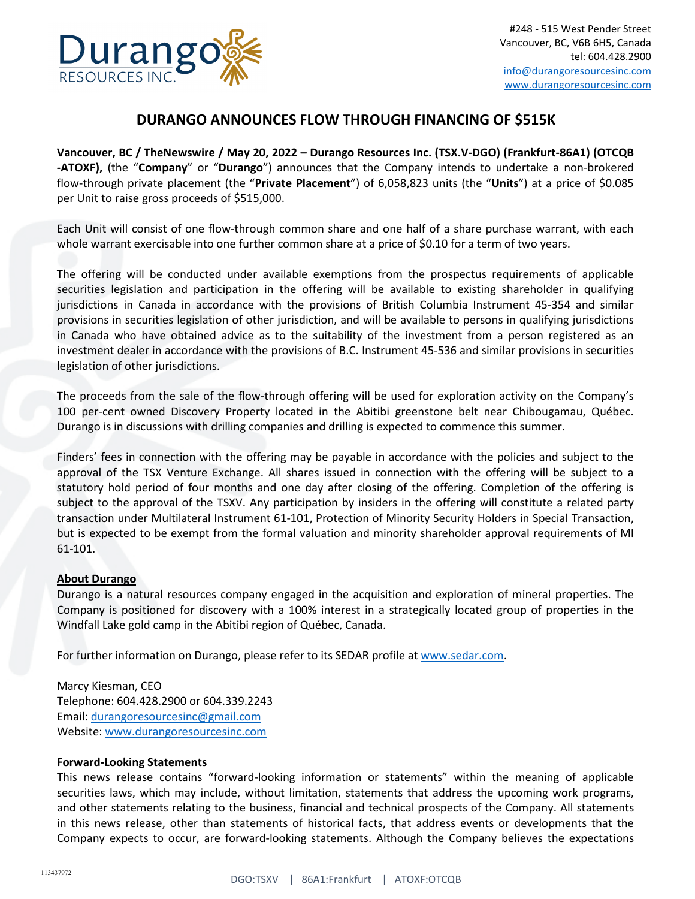#248 - 515 West Pender Street
Vancouver, BC, V6B 6H5, Canada
tel: 604.428.2900
info@durangoresourcesinc.com
www.durangoresourcesinc.com

# DURANGO ANNOUNCES FLOW THROUGH FINANCING OF $515K

**Vancouver, BC / TheNewswire / May 20, 2022 – Durango Resources Inc. (TSX.V-DGO) (Frankfurt-86A1) (OTCQB -ATOXF),** (the "**Company**" or "**Durango**") announces that the Company intends to undertake a non-brokered flow-through private placement (the "**Private Placement**") of 6,058,823 units (the "**Units**") at a price of $0.085 per Unit to raise gross proceeds of $515,000.

Each Unit will consist of one flow-through common share and one half of a share purchase warrant, with each whole warrant exercisable into one further common share at a price of $0.10 for a term of two years.

The offering will be conducted under available exemptions from the prospectus requirements of applicable securities legislation and participation in the offering will be available to existing shareholder in qualifying jurisdictions in Canada in accordance with the provisions of British Columbia Instrument 45-354 and similar provisions in securities legislation of other jurisdiction, and will be available to persons in qualifying jurisdictions in Canada who have obtained advice as to the suitability of the investment from a person registered as an investment dealer in accordance with the provisions of B.C. Instrument 45-536 and similar provisions in securities legislation of other jurisdictions.

The proceeds from the sale of the flow-through offering will be used for exploration activity on the Company's 100 per-cent owned Discovery Property located in the Abitibi greenstone belt near Chibougamau, Québec. Durango is in discussions with drilling companies and drilling is expected to commence this summer.

Finders' fees in connection with the offering may be payable in accordance with the policies and subject to the approval of the TSX Venture Exchange. All shares issued in connection with the offering will be subject to a statutory hold period of four months and one day after closing of the offering. Completion of the offering is subject to the approval of the TSXV. Any participation by insiders in the offering will constitute a related party transaction under Multilateral Instrument 61-101, Protection of Minority Security Holders in Special Transaction, but is expected to be exempt from the formal valuation and minority shareholder approval requirements of MI 61-101.

## About Durango

Durango is a natural resources company engaged in the acquisition and exploration of mineral properties. The Company is positioned for discovery with a 100% interest in a strategically located group of properties in the Windfall Lake gold camp in the Abitibi region of Québec, Canada.

For further information on Durango, please refer to its SEDAR profile at www.sedar.com.

Marcy Kiesman, CEO
Telephone: 604.428.2900 or 604.339.2243
Email: durangoresourcesinc@gmail.com
Website: www.durangoresourcesinc.com

## Forward-Looking Statements

This news release contains "forward-looking information or statements" within the meaning of applicable securities laws, which may include, without limitation, statements that address the upcoming work programs, and other statements relating to the business, financial and technical prospects of the Company. All statements in this news release, other than statements of historical facts, that address events or developments that the Company expects to occur, are forward-looking statements. Although the Company believes the expectations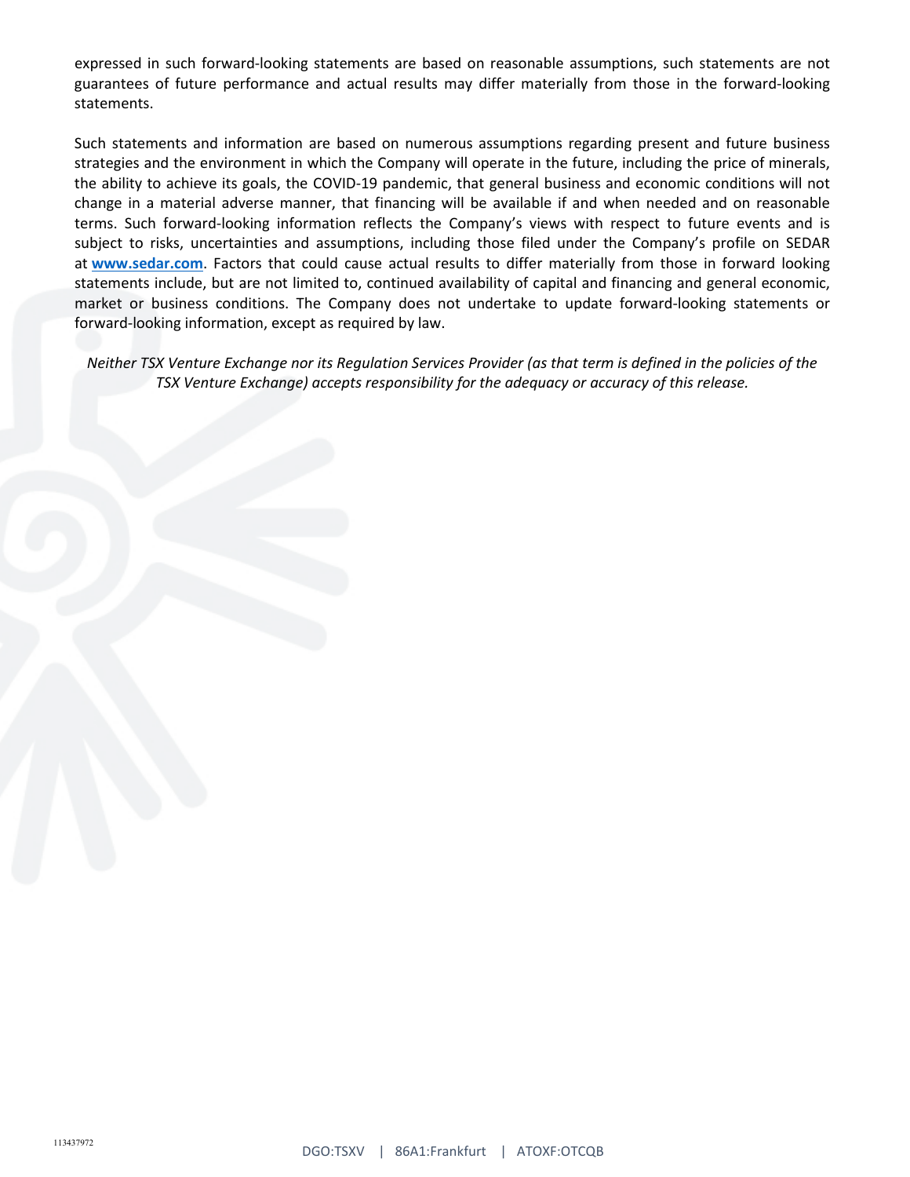expressed in such forward-looking statements are based on reasonable assumptions, such statements are not guarantees of future performance and actual results may differ materially from those in the forward-looking statements.

Such statements and information are based on numerous assumptions regarding present and future business strategies and the environment in which the Company will operate in the future, including the price of minerals, the ability to achieve its goals, the COVID-19 pandemic, that general business and economic conditions will not change in a material adverse manner, that financing will be available if and when needed and on reasonable terms. Such forward-looking information reflects the Company's views with respect to future events and is subject to risks, uncertainties and assumptions, including those filed under the Company's profile on SEDAR at **www.sedar.com**. Factors that could cause actual results to differ materially from those in forward looking statements include, but are not limited to, continued availability of capital and financing and general economic, market or business conditions. The Company does not undertake to update forward-looking statements or forward-looking information, except as required by law.

*Neither TSX Venture Exchange nor its Regulation Services Provider (as that term is defined in the policies of the TSX Venture Exchange) accepts responsibility for the adequacy or accuracy of this release.*